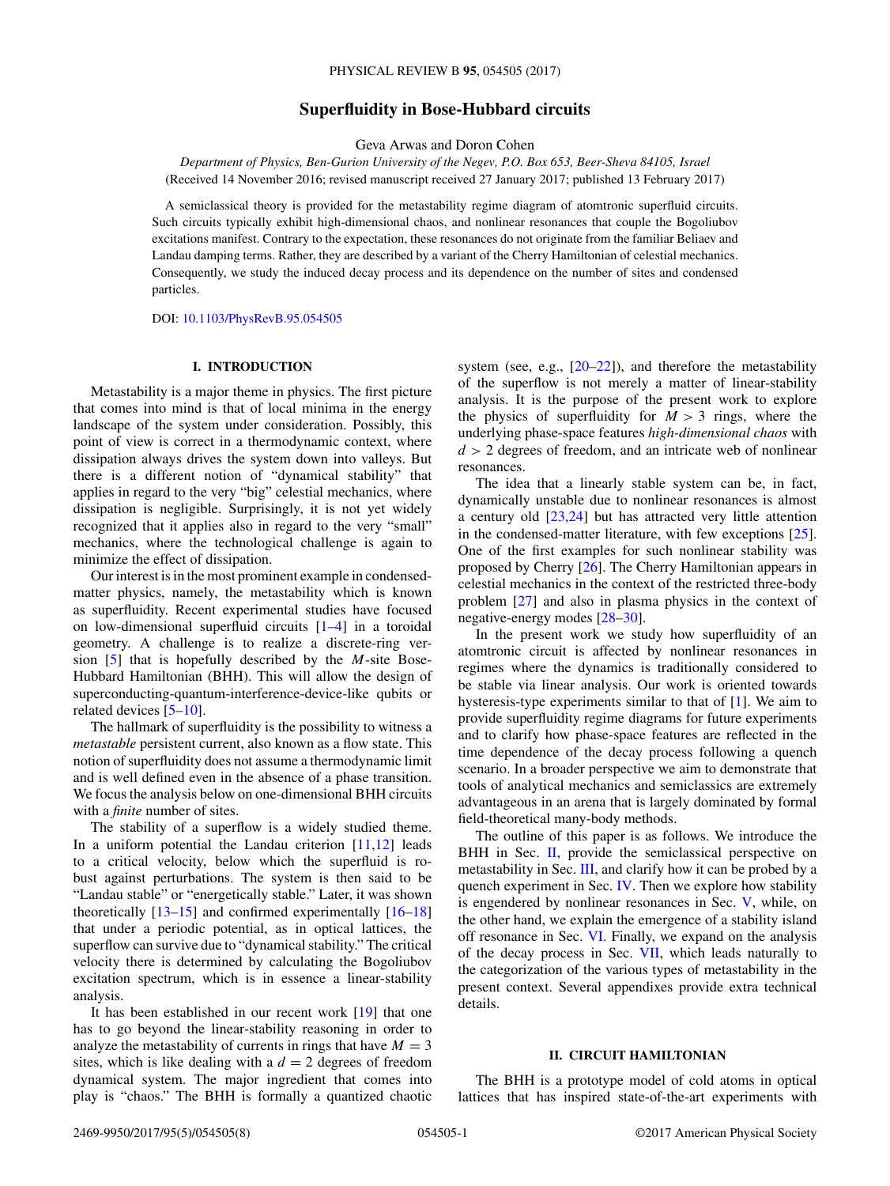# Superfluidity in Bose-Hubbard circuits

Geva Arwas and Doron Cohen

*Department of Physics, Ben-Gurion University of the Negev, P.O. Box 653, Beer-Sheva 84105, Israel*
(Received 14 November 2016; revised manuscript received 27 January 2017; published 13 February 2017)

A semiclassical theory is provided for the metastability regime diagram of atomtronic superfluid circuits. Such circuits typically exhibit high-dimensional chaos, and nonlinear resonances that couple the Bogoliubov excitations manifest. Contrary to the expectation, these resonances do not originate from the familiar Beliaev and Landau damping terms. Rather, they are described by a variant of the Cherry Hamiltonian of celestial mechanics. Consequently, we study the induced decay process and its dependence on the number of sites and condensed particles.

DOI: 10.1103/PhysRevB.95.054505

## I. INTRODUCTION

Metastability is a major theme in physics. The first picture that comes into mind is that of local minima in the energy landscape of the system under consideration. Possibly, this point of view is correct in a thermodynamic context, where dissipation always drives the system down into valleys. But there is a different notion of "dynamical stability" that applies in regard to the very "big" celestial mechanics, where dissipation is negligible. Surprisingly, it is not yet widely recognized that it applies also in regard to the very "small" mechanics, where the technological challenge is again to minimize the effect of dissipation.

Our interest is in the most prominent example in condensed-matter physics, namely, the metastability which is known as superfluidity. Recent experimental studies have focused on low-dimensional superfluid circuits [1–4] in a toroidal geometry. A challenge is to realize a discrete-ring version [5] that is hopefully described by the $M$-site Bose-Hubbard Hamiltonian (BHH). This will allow the design of superconducting-quantum-interference-device-like qubits or related devices [5–10].

The hallmark of superfluidity is the possibility to witness a *metastable* persistent current, also known as a flow state. This notion of superfluidity does not assume a thermodynamic limit and is well defined even in the absence of a phase transition. We focus the analysis below on one-dimensional BHH circuits with a *finite* number of sites.

The stability of a superflow is a widely studied theme. In a uniform potential the Landau criterion [11,12] leads to a critical velocity, below which the superfluid is robust against perturbations. The system is then said to be "Landau stable" or "energetically stable." Later, it was shown theoretically [13–15] and confirmed experimentally [16–18] that under a periodic potential, as in optical lattices, the superflow can survive due to "dynamical stability." The critical velocity there is determined by calculating the Bogoliubov excitation spectrum, which is in essence a linear-stability analysis.

It has been established in our recent work [19] that one has to go beyond the linear-stability reasoning in order to analyze the metastability of currents in rings that have $M = 3$ sites, which is like dealing with a $d = 2$ degrees of freedom dynamical system. The major ingredient that comes into play is "chaos." The BHH is formally a quantized chaotic system (see, e.g., [20–22]), and therefore the metastability of the superflow is not merely a matter of linear-stability analysis. It is the purpose of the present work to explore the physics of superfluidity for $M > 3$ rings, where the underlying phase-space features *high-dimensional chaos* with $d > 2$ degrees of freedom, and an intricate web of nonlinear resonances.

The idea that a linearly stable system can be, in fact, dynamically unstable due to nonlinear resonances is almost a century old [23,24] but has attracted very little attention in the condensed-matter literature, with few exceptions [25]. One of the first examples for such nonlinear stability was proposed by Cherry [26]. The Cherry Hamiltonian appears in celestial mechanics in the context of the restricted three-body problem [27] and also in plasma physics in the context of negative-energy modes [28–30].

In the present work we study how superfluidity of an atomtronic circuit is affected by nonlinear resonances in regimes where the dynamics is traditionally considered to be stable via linear analysis. Our work is oriented towards hysteresis-type experiments similar to that of [1]. We aim to provide superfluidity regime diagrams for future experiments and to clarify how phase-space features are reflected in the time dependence of the decay process following a quench scenario. In a broader perspective we aim to demonstrate that tools of analytical mechanics and semiclassics are extremely advantageous in an arena that is largely dominated by formal field-theoretical many-body methods.

The outline of this paper is as follows. We introduce the BHH in Sec. II, provide the semiclassical perspective on metastability in Sec. III, and clarify how it can be probed by a quench experiment in Sec. IV. Then we explore how stability is engendered by nonlinear resonances in Sec. V, while, on the other hand, we explain the emergence of a stability island off resonance in Sec. VI. Finally, we expand on the analysis of the decay process in Sec. VII, which leads naturally to the categorization of the various types of metastability in the present context. Several appendixes provide extra technical details.

## II. CIRCUIT HAMILTONIAN

The BHH is a prototype model of cold atoms in optical lattices that has inspired state-of-the-art experiments with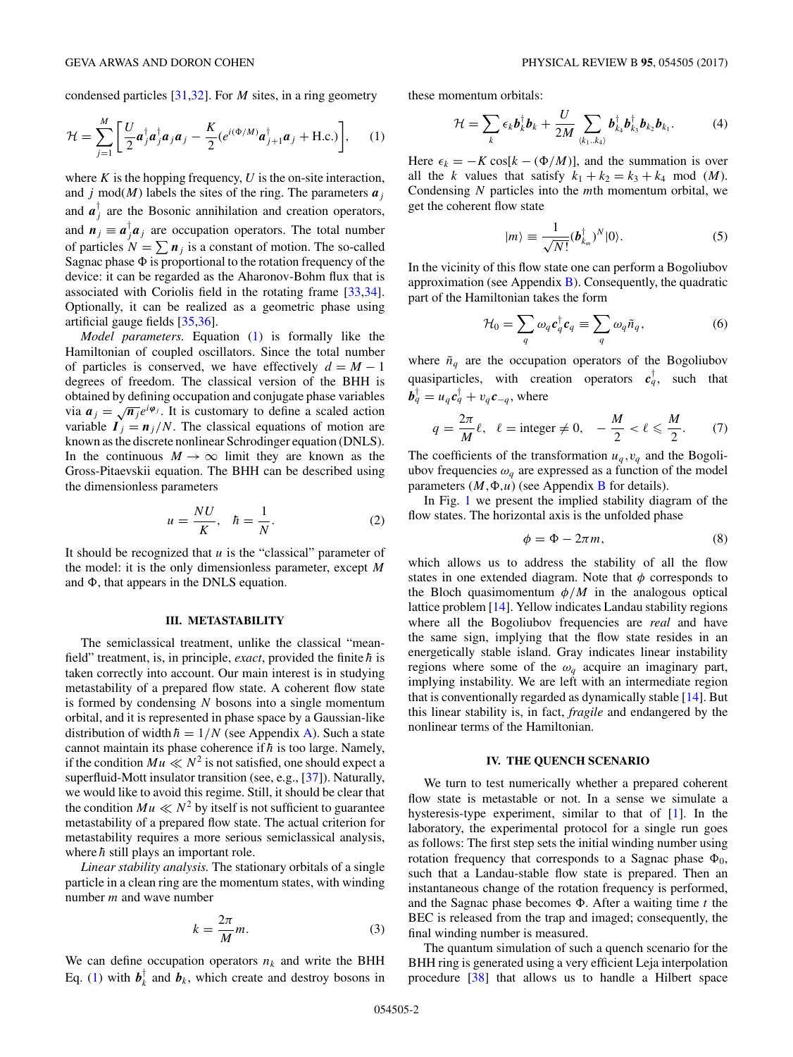condensed particles [31,32]. For $M$ sites, in a ring geometry

$$\mathcal{H} = \sum_{j=1}^{M} \left[ \frac{U}{2} \boldsymbol{a}_j^\dagger \boldsymbol{a}_j^\dagger \boldsymbol{a}_j \boldsymbol{a}_j - \frac{K}{2} (e^{i(\Phi/M)} \boldsymbol{a}_{j+1}^\dagger \boldsymbol{a}_j + \text{H.c.}) \right], \quad (1)$$

where $K$ is the hopping frequency, $U$ is the on-site interaction, and $j$ mod$(M)$ labels the sites of the ring. The parameters $\boldsymbol{a}_j$ and $\boldsymbol{a}_j^\dagger$ are the Bosonic annihilation and creation operators, and $\boldsymbol{n}_j \equiv \boldsymbol{a}_j^\dagger \boldsymbol{a}_j$ are occupation operators. The total number of particles $N = \sum \boldsymbol{n}_j$ is a constant of motion. The so-called Sagnac phase $\Phi$ is proportional to the rotation frequency of the device: it can be regarded as the Aharonov-Bohm flux that is associated with Coriolis field in the rotating frame [33,34]. Optionally, it can be realized as a geometric phase using artificial gauge fields [35,36].

*Model parameters.* Equation (1) is formally like the Hamiltonian of coupled oscillators. Since the total number of particles is conserved, we have effectively $d = M - 1$ degrees of freedom. The classical version of the BHH is obtained by defining occupation and conjugate phase variables via $\boldsymbol{a}_j = \sqrt{\boldsymbol{n}_j} e^{i\boldsymbol{\varphi}_j}$. It is customary to define a scaled action variable $\boldsymbol{I}_j = \boldsymbol{n}_j / N$. The classical equations of motion are known as the discrete nonlinear Schrodinger equation (DNLS). In the continuous $M \to \infty$ limit they are known as the Gross-Pitaevskii equation. The BHH can be described using the dimensionless parameters

$$u = \frac{NU}{K}, \quad \hbar = \frac{1}{N}. \quad (2)$$

It should be recognized that $u$ is the "classical" parameter of the model: it is the only dimensionless parameter, except $M$ and $\Phi$, that appears in the DNLS equation.

## III. METASTABILITY

The semiclassical treatment, unlike the classical "mean-field" treatment, is, in principle, *exact*, provided the finite $\hbar$ is taken correctly into account. Our main interest is in studying metastability of a prepared flow state. A coherent flow state is formed by condensing $N$ bosons into a single momentum orbital, and it is represented in phase space by a Gaussian-like distribution of width $\hbar = 1/N$ (see Appendix A). Such a state cannot maintain its phase coherence if $\hbar$ is too large. Namely, if the condition $Mu \ll N^2$ is not satisfied, one should expect a superfluid-Mott insulator transition (see, e.g., [37]). Naturally, we would like to avoid this regime. Still, it should be clear that the condition $Mu \ll N^2$ by itself is not sufficient to guarantee metastability of a prepared flow state. The actual criterion for metastability requires a more serious semiclassical analysis, where $\hbar$ still plays an important role.

*Linear stability analysis.* The stationary orbitals of a single particle in a clean ring are the momentum states, with winding number $m$ and wave number

$$k = \frac{2\pi}{M} m. \quad (3)$$

We can define occupation operators $n_k$ and write the BHH Eq. (1) with $\boldsymbol{b}_k^\dagger$ and $\boldsymbol{b}_k$, which create and destroy bosons in these momentum orbitals:

$$\mathcal{H} = \sum_k \epsilon_k \boldsymbol{b}_k^\dagger \boldsymbol{b}_k + \frac{U}{2M} \sum_{\langle k_1..k_4 \rangle} \boldsymbol{b}_{k_4}^\dagger \boldsymbol{b}_{k_3}^\dagger \boldsymbol{b}_{k_2} \boldsymbol{b}_{k_1}. \quad (4)$$

Here $\epsilon_k = -K \cos[k - (\Phi/M)]$, and the summation is over all the $k$ values that satisfy $k_1 + k_2 = k_3 + k_4$ mod $(M)$. Condensing $N$ particles into the $m$th momentum orbital, we get the coherent flow state

$$|m\rangle \equiv \frac{1}{\sqrt{N!}} (\boldsymbol{b}_{k_m}^\dagger)^N |0\rangle. \quad (5)$$

In the vicinity of this flow state one can perform a Bogoliubov approximation (see Appendix B). Consequently, the quadratic part of the Hamiltonian takes the form

$$\mathcal{H}_0 = \sum_q \omega_q \boldsymbol{c}_q^\dagger \boldsymbol{c}_q \equiv \sum_q \omega_q \tilde{n}_q, \quad (6)$$

where $\tilde{n}_q$ are the occupation operators of the Bogoliubov quasiparticles, with creation operators $\boldsymbol{c}_q^\dagger$, such that $\boldsymbol{b}_q^\dagger = u_q \boldsymbol{c}_q^\dagger + v_q \boldsymbol{c}_{-q}$, where

$$q = \frac{2\pi}{M} \ell, \quad \ell = \text{integer} \neq 0, \quad -\frac{M}{2} < \ell \leqslant \frac{M}{2}. \quad (7)$$

The coefficients of the transformation $u_q, v_q$ and the Bogoliubov frequencies $\omega_q$ are expressed as a function of the model parameters $(M, \Phi, u)$ (see Appendix B for details).

In Fig. 1 we present the implied stability diagram of the flow states. The horizontal axis is the unfolded phase

$$\phi = \Phi - 2\pi m, \quad (8)$$

which allows us to address the stability of all the flow states in one extended diagram. Note that $\phi$ corresponds to the Bloch quasimomentum $\phi/M$ in the analogous optical lattice problem [14]. Yellow indicates Landau stability regions where all the Bogoliubov frequencies are *real* and have the same sign, implying that the flow state resides in an energetically stable island. Gray indicates linear instability regions where some of the $\omega_q$ acquire an imaginary part, implying instability. We are left with an intermediate region that is conventionally regarded as dynamically stable [14]. But this linear stability is, in fact, *fragile* and endangered by the nonlinear terms of the Hamiltonian.

## IV. THE QUENCH SCENARIO

We turn to test numerically whether a prepared coherent flow state is metastable or not. In a sense we simulate a hysteresis-type experiment, similar to that of [1]. In the laboratory, the experimental protocol for a single run goes as follows: The first step sets the initial winding number using rotation frequency that corresponds to a Sagnac phase $\Phi_0$, such that a Landau-stable flow state is prepared. Then an instantaneous change of the rotation frequency is performed, and the Sagnac phase becomes $\Phi$. After a waiting time $t$ the BEC is released from the trap and imaged; consequently, the final winding number is measured.

The quantum simulation of such a quench scenario for the BHH ring is generated using a very efficient Leja interpolation procedure [38] that allows us to handle a Hilbert space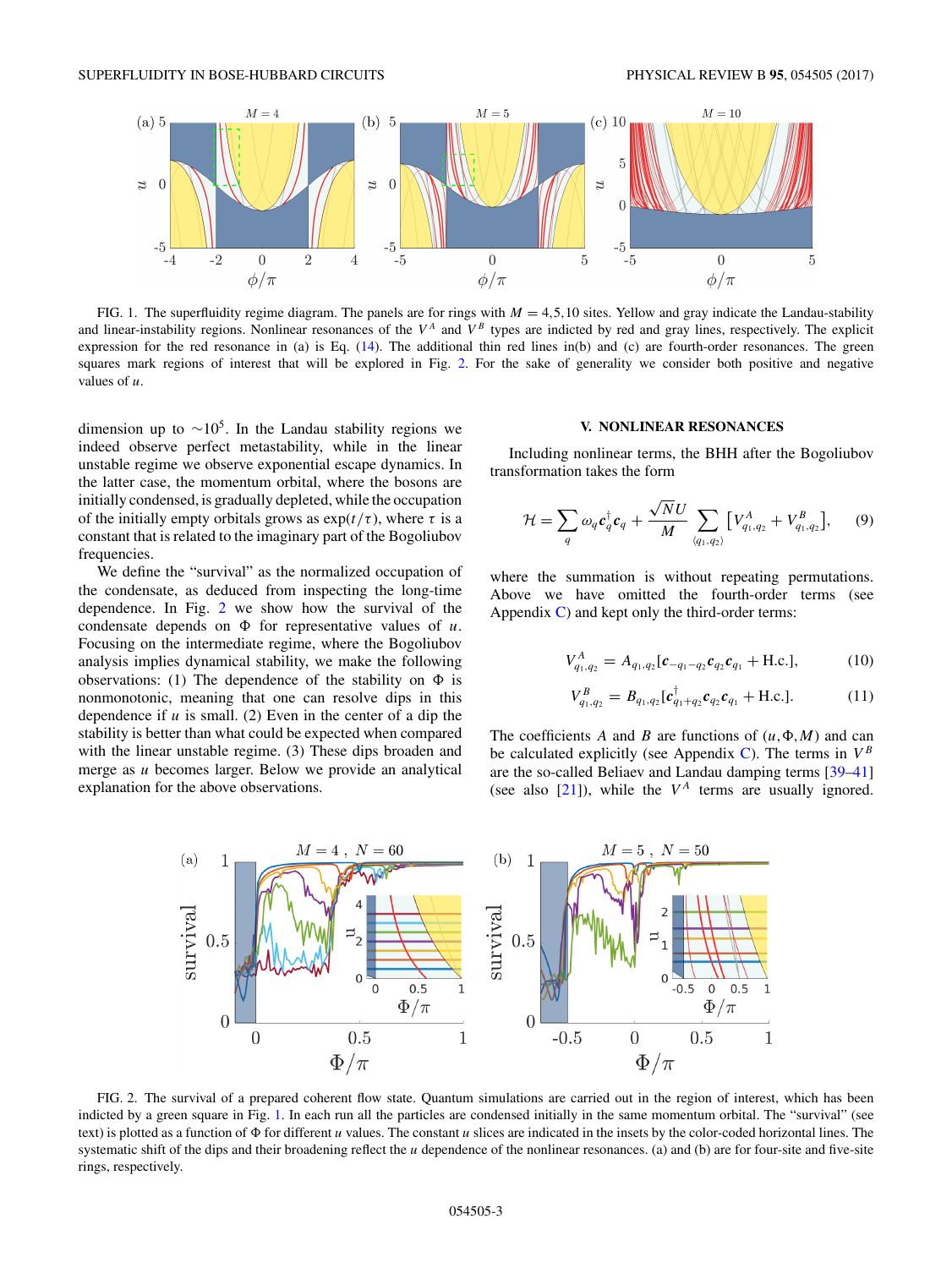FIG. 1. The superfluidity regime diagram. The panels are for rings with $M = 4,5,10$ sites. Yellow and gray indicate the Landau-stability and linear-instability regions. Nonlinear resonances of the $V^A$ and $V^B$ types are indicted by red and gray lines, respectively. The explicit expression for the red resonance in (a) is Eq. (14). The additional thin red lines in(b) and (c) are fourth-order resonances. The green squares mark regions of interest that will be explored in Fig. 2. For the sake of generality we consider both positive and negative values of $u$.

dimension up to $\sim 10^5$. In the Landau stability regions we indeed observe perfect metastability, while in the linear unstable regime we observe exponential escape dynamics. In the latter case, the momentum orbital, where the bosons are initially condensed, is gradually depleted, while the occupation of the initially empty orbitals grows as $\exp(t/\tau)$, where $\tau$ is a constant that is related to the imaginary part of the Bogoliubov frequencies.

We define the "survival" as the normalized occupation of the condensate, as deduced from inspecting the long-time dependence. In Fig. 2 we show how the survival of the condensate depends on $\Phi$ for representative values of $u$. Focusing on the intermediate regime, where the Bogoliubov analysis implies dynamical stability, we make the following observations: (1) The dependence of the stability on $\Phi$ is nonmonotonic, meaning that one can resolve dips in this dependence if $u$ is small. (2) Even in the center of a dip the stability is better than what could be expected when compared with the linear unstable regime. (3) These dips broaden and merge as $u$ becomes larger. Below we provide an analytical explanation for the above observations.

## V. NONLINEAR RESONANCES

Including nonlinear terms, the BHH after the Bogoliubov transformation takes the form

$$\mathcal{H} = \sum_q \omega_q \mathbf{c}_q^\dagger \mathbf{c}_q + \frac{\sqrt{N}U}{M} \sum_{\langle q_1,q_2 \rangle} \left[V^A_{q_1,q_2} + V^B_{q_1,q_2}\right], \tag{9}$$

where the summation is without repeating permutations. Above we have omitted the fourth-order terms (see Appendix C) and kept only the third-order terms:

$$V^A_{q_1,q_2} = A_{q_1,q_2}[\mathbf{c}_{-q_1-q_2}\mathbf{c}_{q_2}\mathbf{c}_{q_1} + \text{H.c.}], \tag{10}$$

$$V^B_{q_1,q_2} = B_{q_1,q_2}[\mathbf{c}^\dagger_{q_1+q_2}\mathbf{c}_{q_2}\mathbf{c}_{q_1} + \text{H.c.}]. \tag{11}$$

The coefficients $A$ and $B$ are functions of $(u,\Phi,M)$ and can be calculated explicitly (see Appendix C). The terms in $V^B$ are the so-called Beliaev and Landau damping terms [39–41] (see also [21]), while the $V^A$ terms are usually ignored.

FIG. 2. The survival of a prepared coherent flow state. Quantum simulations are carried out in the region of interest, which has been indicted by a green square in Fig. 1. In each run all the particles are condensed initially in the same momentum orbital. The "survival" (see text) is plotted as a function of $\Phi$ for different $u$ values. The constant $u$ slices are indicated in the insets by the color-coded horizontal lines. The systematic shift of the dips and their broadening reflect the $u$ dependence of the nonlinear resonances. (a) and (b) are for four-site and five-site rings, respectively.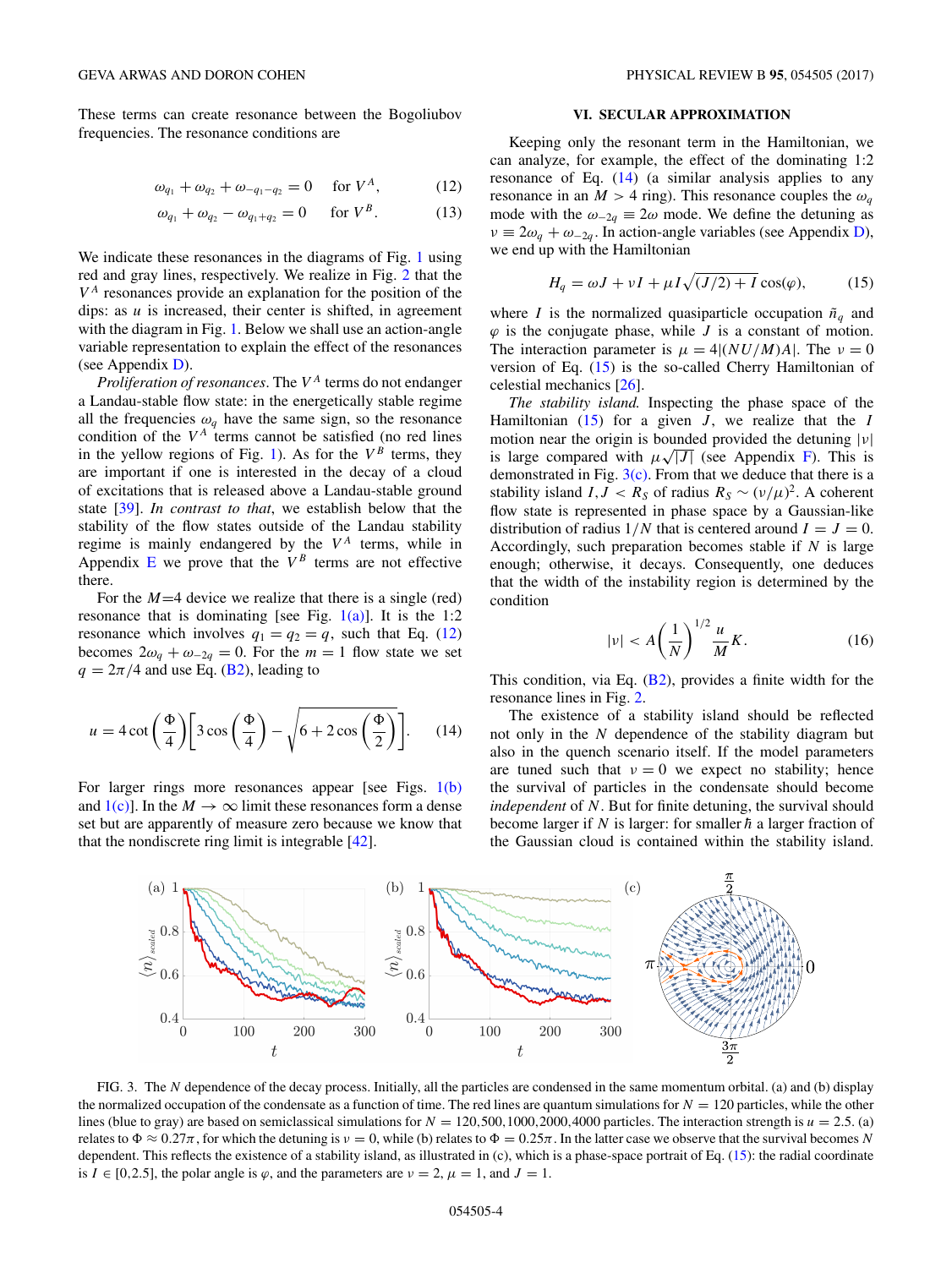These terms can create resonance between the Bogoliubov frequencies. The resonance conditions are

$$\omega_{q_1} + \omega_{q_2} + \omega_{-q_1-q_2} = 0 \quad \text{for } V^A, \tag{12}$$

$$\omega_{q_1} + \omega_{q_2} - \omega_{q_1+q_2} = 0 \quad \text{for } V^B. \tag{13}$$

We indicate these resonances in the diagrams of Fig. 1 using red and gray lines, respectively. We realize in Fig. 2 that the $V^A$ resonances provide an explanation for the position of the dips: as $u$ is increased, their center is shifted, in agreement with the diagram in Fig. 1. Below we shall use an action-angle variable representation to explain the effect of the resonances (see Appendix D).

*Proliferation of resonances*. The $V^A$ terms do not endanger a Landau-stable flow state: in the energetically stable regime all the frequencies $\omega_q$ have the same sign, so the resonance condition of the $V^A$ terms cannot be satisfied (no red lines in the yellow regions of Fig. 1). As for the $V^B$ terms, they are important if one is interested in the decay of a cloud of excitations that is released above a Landau-stable ground state [39]. *In contrast to that*, we establish below that the stability of the flow states outside of the Landau stability regime is mainly endangered by the $V^A$ terms, while in Appendix E we prove that the $V^B$ terms are not effective there.

For the $M$=4 device we realize that there is a single (red) resonance that is dominating [see Fig. 1(a)]. It is the 1:2 resonance which involves $q_1 = q_2 = q$, such that Eq. (12) becomes $2\omega_q + \omega_{-2q} = 0$. For the $m = 1$ flow state we set $q = 2\pi/4$ and use Eq. (B2), leading to

$$u = 4\cot\left(\frac{\Phi}{4}\right)\left[3\cos\left(\frac{\Phi}{4}\right) - \sqrt{6 + 2\cos\left(\frac{\Phi}{2}\right)}\right]. \tag{14}$$

For larger rings more resonances appear [see Figs. 1(b) and 1(c)]. In the $M \to \infty$ limit these resonances form a dense set but are apparently of measure zero because we know that that the nondiscrete ring limit is integrable [42].

## VI. SECULAR APPROXIMATION

Keeping only the resonant term in the Hamiltonian, we can analyze, for example, the effect of the dominating 1:2 resonance of Eq. (14) (a similar analysis applies to any resonance in an $M > 4$ ring). This resonance couples the $\omega_q$ mode with the $\omega_{-2q} \equiv 2\omega$ mode. We define the detuning as $\nu \equiv 2\omega_q + \omega_{-2q}$. In action-angle variables (see Appendix D), we end up with the Hamiltonian

$$H_q = \omega J + \nu I + \mu I\sqrt{(J/2) + I}\cos(\varphi), \tag{15}$$

where $I$ is the normalized quasiparticle occupation $\tilde{n}_q$ and $\varphi$ is the conjugate phase, while $J$ is a constant of motion. The interaction parameter is $\mu = 4|(NU/M)A|$. The $\nu = 0$ version of Eq. (15) is the so-called Cherry Hamiltonian of celestial mechanics [26].

*The stability island.* Inspecting the phase space of the Hamiltonian (15) for a given $J$, we realize that the $I$ motion near the origin is bounded provided the detuning $|\nu|$ is large compared with $\mu\sqrt{|J|}$ (see Appendix F). This is demonstrated in Fig. 3(c). From that we deduce that there is a stability island $I, J < R_S$ of radius $R_S \sim (\nu/\mu)^2$. A coherent flow state is represented in phase space by a Gaussian-like distribution of radius $1/N$ that is centered around $I = J = 0$. Accordingly, such preparation becomes stable if $N$ is large enough; otherwise, it decays. Consequently, one deduces that the width of the instability region is determined by the condition

$$|\nu| < A\left(\frac{1}{N}\right)^{1/2}\frac{u}{M}K. \tag{16}$$

This condition, via Eq. (B2), provides a finite width for the resonance lines in Fig. 2.

The existence of a stability island should be reflected not only in the $N$ dependence of the stability diagram but also in the quench scenario itself. If the model parameters are tuned such that $\nu = 0$ we expect no stability; hence the survival of particles in the condensate should become *independent* of $N$. But for finite detuning, the survival should become larger if $N$ is larger: for smaller $\hbar$ a larger fraction of the Gaussian cloud is contained within the stability island.

FIG. 3. The $N$ dependence of the decay process. Initially, all the particles are condensed in the same momentum orbital. (a) and (b) display the normalized occupation of the condensate as a function of time. The red lines are quantum simulations for $N = 120$ particles, while the other lines (blue to gray) are based on semiclassical simulations for $N = 120,500,1000,2000,4000$ particles. The interaction strength is $u = 2.5$. (a) relates to $\Phi \approx 0.27\pi$, for which the detuning is $\nu = 0$, while (b) relates to $\Phi = 0.25\pi$. In the latter case we observe that the survival becomes $N$ dependent. This reflects the existence of a stability island, as illustrated in (c), which is a phase-space portrait of Eq. (15): the radial coordinate is $I \in [0,2.5]$, the polar angle is $\varphi$, and the parameters are $\nu = 2$, $\mu = 1$, and $J = 1$.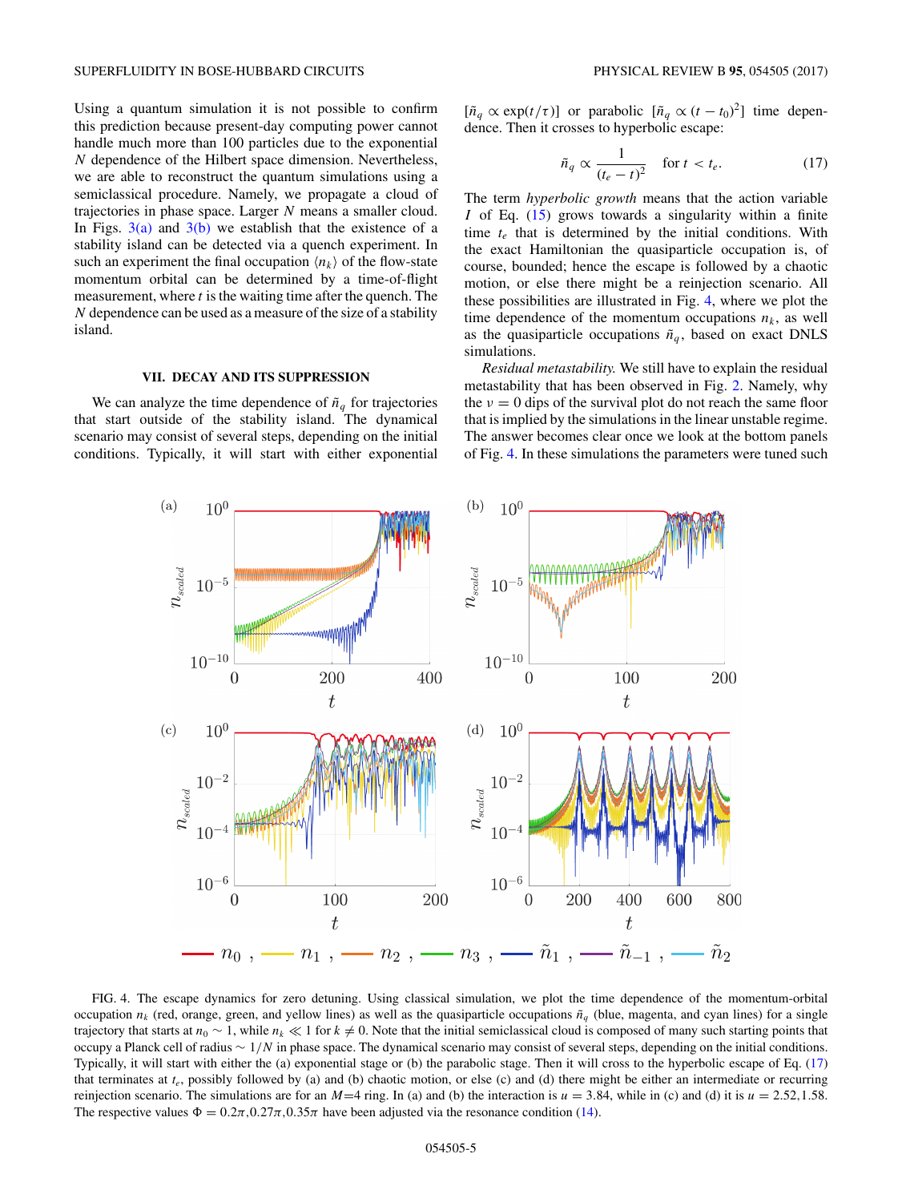Using a quantum simulation it is not possible to confirm this prediction because present-day computing power cannot handle much more than 100 particles due to the exponential $N$ dependence of the Hilbert space dimension. Nevertheless, we are able to reconstruct the quantum simulations using a semiclassical procedure. Namely, we propagate a cloud of trajectories in phase space. Larger $N$ means a smaller cloud. In Figs. 3(a) and 3(b) we establish that the existence of a stability island can be detected via a quench experiment. In such an experiment the final occupation $\langle n_k \rangle$ of the flow-state momentum orbital can be determined by a time-of-flight measurement, where $t$ is the waiting time after the quench. The $N$ dependence can be used as a measure of the size of a stability island.

## VII. DECAY AND ITS SUPPRESSION

We can analyze the time dependence of $\tilde{n}_q$ for trajectories that start outside of the stability island. The dynamical scenario may consist of several steps, depending on the initial conditions. Typically, it will start with either exponential $[\tilde{n}_q \propto \exp(t/\tau)]$ or parabolic $[\tilde{n}_q \propto (t-t_0)^2]$ time dependence. Then it crosses to hyperbolic escape:

$$\tilde{n}_q \propto \frac{1}{(t_e - t)^2} \quad \text{for } t < t_e. \tag{17}$$

The term *hyperbolic growth* means that the action variable $I$ of Eq. (15) grows towards a singularity within a finite time $t_e$ that is determined by the initial conditions. With the exact Hamiltonian the quasiparticle occupation is, of course, bounded; hence the escape is followed by a chaotic motion, or else there might be a reinjection scenario. All these possibilities are illustrated in Fig. 4, where we plot the time dependence of the momentum occupations $n_k$, as well as the quasiparticle occupations $\tilde{n}_q$, based on exact DNLS simulations.

*Residual metastability.* We still have to explain the residual metastability that has been observed in Fig. 2. Namely, why the $\nu = 0$ dips of the survival plot do not reach the same floor that is implied by the simulations in the linear unstable regime. The answer becomes clear once we look at the bottom panels of Fig. 4. In these simulations the parameters were tuned such

FIG. 4. The escape dynamics for zero detuning. Using classical simulation, we plot the time dependence of the momentum-orbital occupation $n_k$ (red, orange, green, and yellow lines) as well as the quasiparticle occupations $\tilde{n}_q$ (blue, magenta, and cyan lines) for a single trajectory that starts at $n_0 \sim 1$, while $n_k \ll 1$ for $k \neq 0$. Note that the initial semiclassical cloud is composed of many such starting points that occupy a Planck cell of radius $\sim 1/N$ in phase space. The dynamical scenario may consist of several steps, depending on the initial conditions. Typically, it will start with either the (a) exponential stage or (b) the parabolic stage. Then it will cross to the hyperbolic escape of Eq. (17) that terminates at $t_e$, possibly followed by (a) and (b) chaotic motion, or else (c) and (d) there might be either an intermediate or recurring reinjection scenario. The simulations are for an $M$=4 ring. In (a) and (b) the interaction is $u = 3.84$, while in (c) and (d) it is $u = 2.52, 1.58$. The respective values $\Phi = 0.2\pi, 0.27\pi, 0.35\pi$ have been adjusted via the resonance condition (14).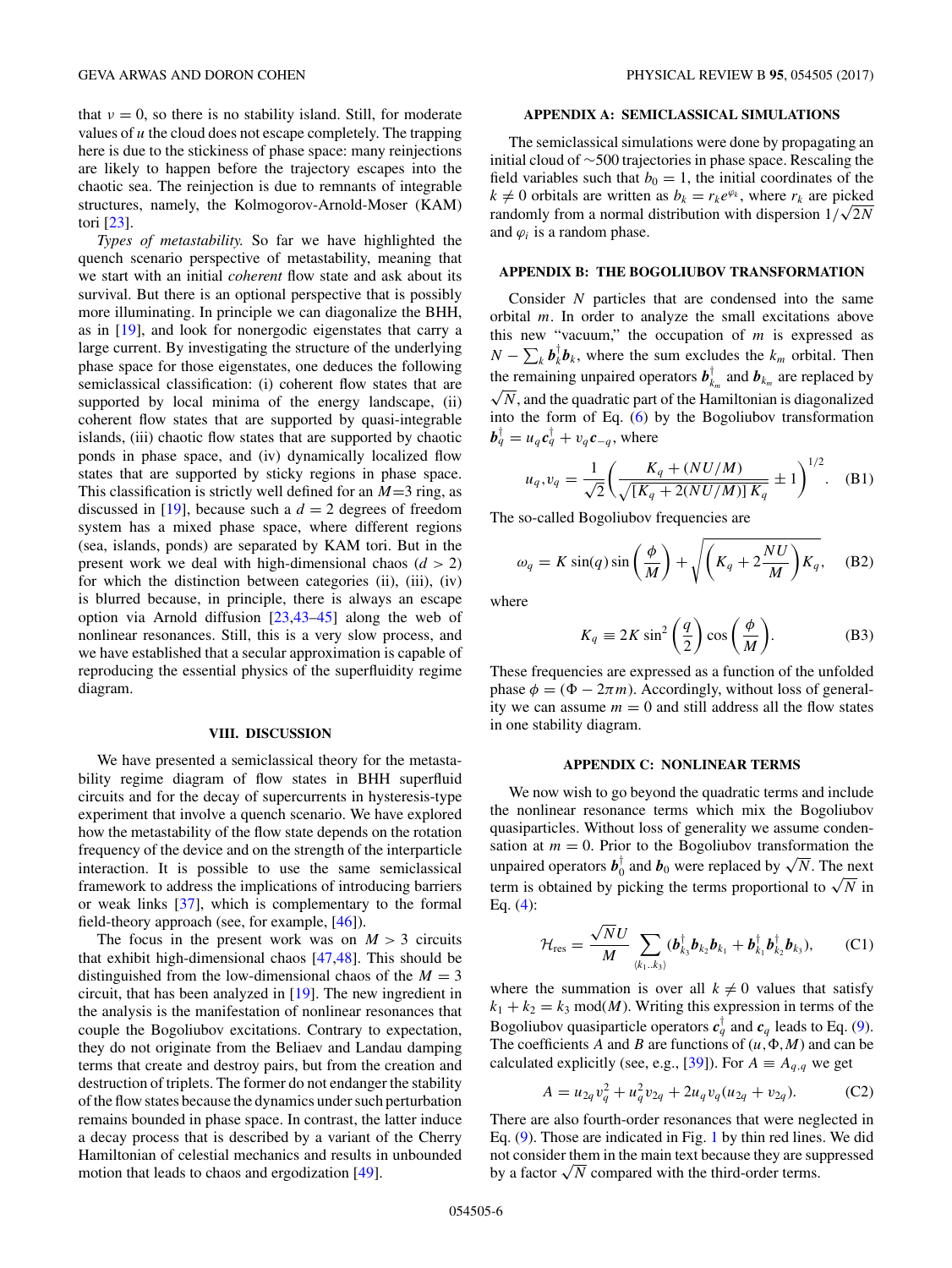that $\nu = 0$, so there is no stability island. Still, for moderate values of $u$ the cloud does not escape completely. The trapping here is due to the stickiness of phase space: many reinjections are likely to happen before the trajectory escapes into the chaotic sea. The reinjection is due to remnants of integrable structures, namely, the Kolmogorov-Arnold-Moser (KAM) tori [23].

*Types of metastability.* So far we have highlighted the quench scenario perspective of metastability, meaning that we start with an initial *coherent* flow state and ask about its survival. But there is an optional perspective that is possibly more illuminating. In principle we can diagonalize the BHH, as in [19], and look for nonergodic eigenstates that carry a large current. By investigating the structure of the underlying phase space for those eigenstates, one deduces the following semiclassical classification: (i) coherent flow states that are supported by local minima of the energy landscape, (ii) coherent flow states that are supported by quasi-integrable islands, (iii) chaotic flow states that are supported by chaotic ponds in phase space, and (iv) dynamically localized flow states that are supported by sticky regions in phase space. This classification is strictly well defined for an $M{=}3$ ring, as discussed in [19], because such a $d = 2$ degrees of freedom system has a mixed phase space, where different regions (sea, islands, ponds) are separated by KAM tori. But in the present work we deal with high-dimensional chaos ($d > 2$) for which the distinction between categories (ii), (iii), (iv) is blurred because, in principle, there is always an escape option via Arnold diffusion [23,43–45] along the web of nonlinear resonances. Still, this is a very slow process, and we have established that a secular approximation is capable of reproducing the essential physics of the superfluidity regime diagram.

## VIII. DISCUSSION

We have presented a semiclassical theory for the metastability regime diagram of flow states in BHH superfluid circuits and for the decay of supercurrents in hysteresis-type experiment that involve a quench scenario. We have explored how the metastability of the flow state depends on the rotation frequency of the device and on the strength of the interparticle interaction. It is possible to use the same semiclassical framework to address the implications of introducing barriers or weak links [37], which is complementary to the formal field-theory approach (see, for example, [46]).

The focus in the present work was on $M > 3$ circuits that exhibit high-dimensional chaos [47,48]. This should be distinguished from the low-dimensional chaos of the $M = 3$ circuit, that has been analyzed in [19]. The new ingredient in the analysis is the manifestation of nonlinear resonances that couple the Bogoliubov excitations. Contrary to expectation, they do not originate from the Beliaev and Landau damping terms that create and destroy pairs, but from the creation and destruction of triplets. The former do not endanger the stability of the flow states because the dynamics under such perturbation remains bounded in phase space. In contrast, the latter induce a decay process that is described by a variant of the Cherry Hamiltonian of celestial mechanics and results in unbounded motion that leads to chaos and ergodization [49].

## APPENDIX A: SEMICLASSICAL SIMULATIONS

The semiclassical simulations were done by propagating an initial cloud of ~500 trajectories in phase space. Rescaling the field variables such that $b_0 = 1$, the initial coordinates of the $k \neq 0$ orbitals are written as $b_k = r_k e^{\varphi_k}$, where $r_k$ are picked randomly from a normal distribution with dispersion $1/\sqrt{2N}$ and $\varphi_i$ is a random phase.

## APPENDIX B: THE BOGOLIUBOV TRANSFORMATION

Consider $N$ particles that are condensed into the same orbital $m$. In order to analyze the small excitations above this new "vacuum," the occupation of $m$ is expressed as $N - \sum_k \boldsymbol{b}_k^\dagger \boldsymbol{b}_k$, where the sum excludes the $k_m$ orbital. Then the remaining unpaired operators $\boldsymbol{b}_{k_m}^\dagger$ and $\boldsymbol{b}_{k_m}$ are replaced by $\sqrt{N}$, and the quadratic part of the Hamiltonian is diagonalized into the form of Eq. (6) by the Bogoliubov transformation $\boldsymbol{b}_q^\dagger = u_q \boldsymbol{c}_q^\dagger + v_q \boldsymbol{c}_{-q}$, where

$$u_q, v_q = \frac{1}{\sqrt{2}} \left( \frac{K_q + (NU/M)}{\sqrt{[K_q + 2(NU/M)]\, K_q}} \pm 1 \right)^{1/2}. \quad \text{(B1)}$$

The so-called Bogoliubov frequencies are

$$\omega_q = K \sin(q) \sin\left(\frac{\phi}{M}\right) + \sqrt{\left(K_q + 2\frac{NU}{M}\right) K_q}, \quad \text{(B2)}$$

where

$$K_q \equiv 2K \sin^2\left(\frac{q}{2}\right) \cos\left(\frac{\phi}{M}\right). \quad \text{(B3)}$$

These frequencies are expressed as a function of the unfolded phase $\phi = (\Phi - 2\pi m)$. Accordingly, without loss of generality we can assume $m = 0$ and still address all the flow states in one stability diagram.

## APPENDIX C: NONLINEAR TERMS

We now wish to go beyond the quadratic terms and include the nonlinear resonance terms which mix the Bogoliubov quasiparticles. Without loss of generality we assume condensation at $m = 0$. Prior to the Bogoliubov transformation the unpaired operators $\boldsymbol{b}_0^\dagger$ and $\boldsymbol{b}_0$ were replaced by $\sqrt{N}$. The next term is obtained by picking the terms proportional to $\sqrt{N}$ in Eq. (4):

$$\mathcal{H}_{\text{res}} = \frac{\sqrt{N}U}{M} \sum_{\langle k_1..k_3 \rangle} (\boldsymbol{b}_{k_3}^\dagger \boldsymbol{b}_{k_2} \boldsymbol{b}_{k_1} + \boldsymbol{b}_{k_1}^\dagger \boldsymbol{b}_{k_2}^\dagger \boldsymbol{b}_{k_3}), \quad \text{(C1)}$$

where the summation is over all $k \neq 0$ values that satisfy $k_1 + k_2 = k_3 \bmod(M)$. Writing this expression in terms of the Bogoliubov quasiparticle operators $\boldsymbol{c}_q^\dagger$ and $\boldsymbol{c}_q$ leads to Eq. (9). The coefficients $A$ and $B$ are functions of $(u, \Phi, M)$ and can be calculated explicitly (see, e.g., [39]). For $A \equiv A_{q,q}$ we get

$$A = u_{2q} v_q^2 + u_q^2 v_{2q} + 2u_q v_q (u_{2q} + v_{2q}). \quad \text{(C2)}$$

There are also fourth-order resonances that were neglected in Eq. (9). Those are indicated in Fig. 1 by thin red lines. We did not consider them in the main text because they are suppressed by a factor $\sqrt{N}$ compared with the third-order terms.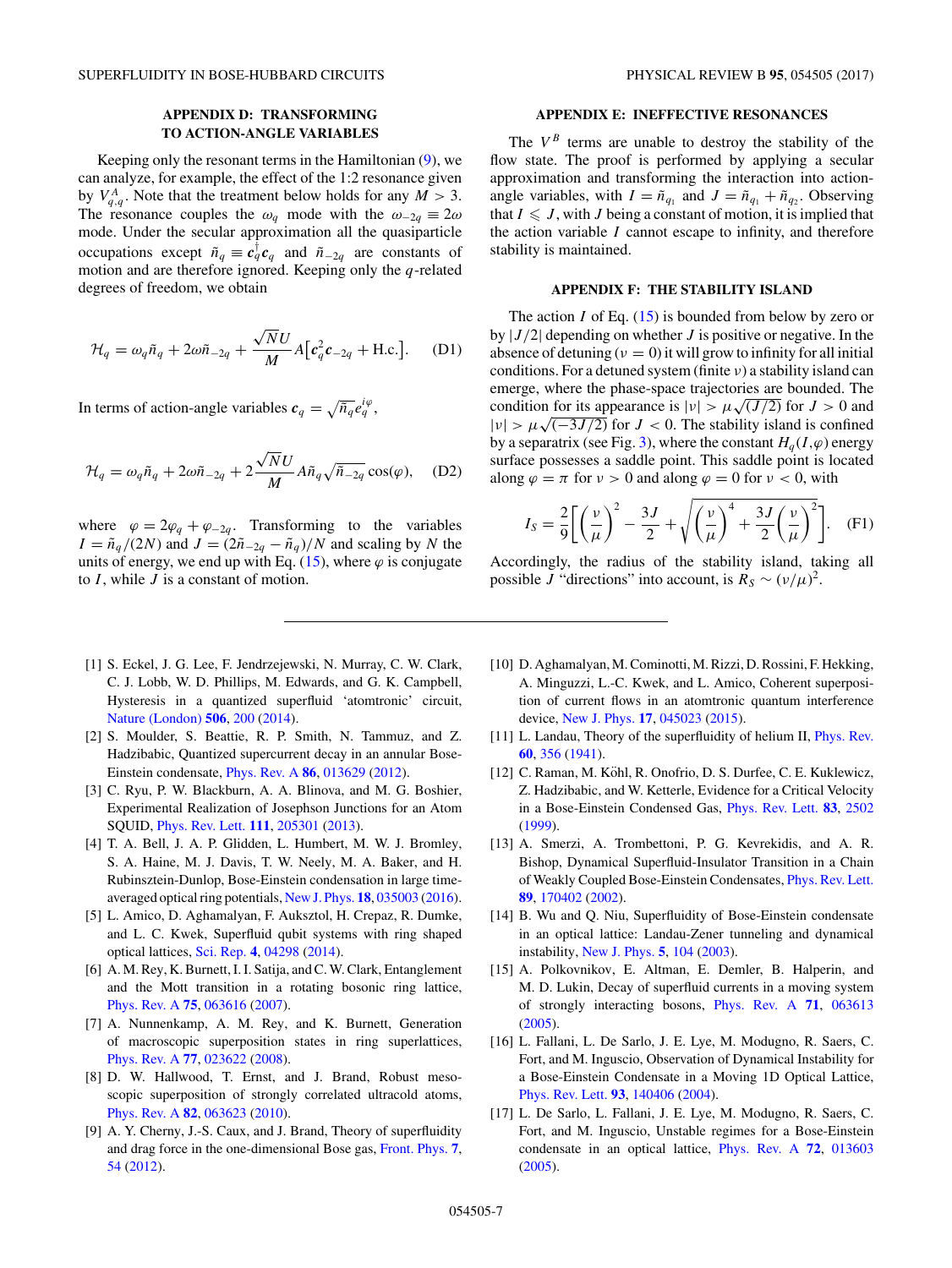## APPENDIX D: TRANSFORMING TO ACTION-ANGLE VARIABLES

Keeping only the resonant terms in the Hamiltonian (9), we can analyze, for example, the effect of the 1:2 resonance given by $V^A_{q,q}$. Note that the treatment below holds for any $M > 3$. The resonance couples the $\omega_q$ mode with the $\omega_{-2q} \equiv 2\omega$ mode. Under the secular approximation all the quasiparticle occupations except $\tilde{n}_q \equiv \boldsymbol{c}_q^\dagger \boldsymbol{c}_q$ and $\tilde{n}_{-2q}$ are constants of motion and are therefore ignored. Keeping only the $q$-related degrees of freedom, we obtain

$$\mathcal{H}_q = \omega_q \tilde{n}_q + 2\omega \tilde{n}_{-2q} + \frac{\sqrt{N}U}{M} A\big[\boldsymbol{c}_q^2 \boldsymbol{c}_{-2q} + \text{H.c.}\big]. \quad \text{(D1)}$$

In terms of action-angle variables $\boldsymbol{c}_q = \sqrt{\tilde{n}_q} e_q^{i\varphi}$,

$$\mathcal{H}_q = \omega_q \tilde{n}_q + 2\omega \tilde{n}_{-2q} + 2\frac{\sqrt{N}U}{M} A \tilde{n}_q \sqrt{\tilde{n}_{-2q}} \cos(\varphi), \quad \text{(D2)}$$

where $\varphi = 2\varphi_q + \varphi_{-2q}$. Transforming to the variables $I = \tilde{n}_q/(2N)$ and $J = (2\tilde{n}_{-2q} - \tilde{n}_q)/N$ and scaling by $N$ the units of energy, we end up with Eq. (15), where $\varphi$ is conjugate to $I$, while $J$ is a constant of motion.

## APPENDIX E: INEFFECTIVE RESONANCES

The $V^B$ terms are unable to destroy the stability of the flow state. The proof is performed by applying a secular approximation and transforming the interaction into action-angle variables, with $I = \tilde{n}_{q_1}$ and $J = \tilde{n}_{q_1} + \tilde{n}_{q_2}$. Observing that $I \leqslant J$, with $J$ being a constant of motion, it is implied that the action variable $I$ cannot escape to infinity, and therefore stability is maintained.

## APPENDIX F: THE STABILITY ISLAND

The action $I$ of Eq. (15) is bounded from below by zero or by $|J/2|$ depending on whether $J$ is positive or negative. In the absence of detuning ($\nu = 0$) it will grow to infinity for all initial conditions. For a detuned system (finite $\nu$) a stability island can emerge, where the phase-space trajectories are bounded. The condition for its appearance is $|\nu| > \mu\sqrt{(J/2)}$ for $J > 0$ and $|\nu| > \mu\sqrt{(-3J/2)}$ for $J < 0$. The stability island is confined by a separatrix (see Fig. 3), where the constant $H_q(I,\varphi)$ energy surface possesses a saddle point. This saddle point is located along $\varphi = \pi$ for $\nu > 0$ and along $\varphi = 0$ for $\nu < 0$, with

$$I_S = \frac{2}{9}\left[\left(\frac{\nu}{\mu}\right)^2 - \frac{3J}{2} + \sqrt{\left(\frac{\nu}{\mu}\right)^4 + \frac{3J}{2}\left(\frac{\nu}{\mu}\right)^2}\,\right]. \quad \text{(F1)}$$

Accordingly, the radius of the stability island, taking all possible $J$ "directions" into account, is $R_S \sim (\nu/\mu)^2$.

---

[1] S. Eckel, J. G. Lee, F. Jendrzejewski, N. Murray, C. W. Clark, C. J. Lobb, W. D. Phillips, M. Edwards, and G. K. Campbell, Hysteresis in a quantized superfluid 'atomtronic' circuit, Nature (London) **506**, 200 (2014).

[2] S. Moulder, S. Beattie, R. P. Smith, N. Tammuz, and Z. Hadzibabic, Quantized supercurrent decay in an annular Bose-Einstein condensate, Phys. Rev. A **86**, 013629 (2012).

[3] C. Ryu, P. W. Blackburn, A. A. Blinova, and M. G. Boshier, Experimental Realization of Josephson Junctions for an Atom SQUID, Phys. Rev. Lett. **111**, 205301 (2013).

[4] T. A. Bell, J. A. P. Glidden, L. Humbert, M. W. J. Bromley, S. A. Haine, M. J. Davis, T. W. Neely, M. A. Baker, and H. Rubinsztein-Dunlop, Bose-Einstein condensation in large time-averaged optical ring potentials, New J. Phys. **18**, 035003 (2016).

[5] L. Amico, D. Aghamalyan, F. Auksztol, H. Crepaz, R. Dumke, and L. C. Kwek, Superfluid qubit systems with ring shaped optical lattices, Sci. Rep. **4**, 04298 (2014).

[6] A. M. Rey, K. Burnett, I. I. Satija, and C. W. Clark, Entanglement and the Mott transition in a rotating bosonic ring lattice, Phys. Rev. A **75**, 063616 (2007).

[7] A. Nunnenkamp, A. M. Rey, and K. Burnett, Generation of macroscopic superposition states in ring superlattices, Phys. Rev. A **77**, 023622 (2008).

[8] D. W. Hallwood, T. Ernst, and J. Brand, Robust mesoscopic superposition of strongly correlated ultracold atoms, Phys. Rev. A **82**, 063623 (2010).

[9] A. Y. Cherny, J.-S. Caux, and J. Brand, Theory of superfluidity and drag force in the one-dimensional Bose gas, Front. Phys. **7**, 54 (2012).

[10] D. Aghamalyan, M. Cominotti, M. Rizzi, D. Rossini, F. Hekking, A. Minguzzi, L.-C. Kwek, and L. Amico, Coherent superposition of current flows in an atomtronic quantum interference device, New J. Phys. **17**, 045023 (2015).

[11] L. Landau, Theory of the superfluidity of helium II, Phys. Rev. **60**, 356 (1941).

[12] C. Raman, M. Köhl, R. Onofrio, D. S. Durfee, C. E. Kuklewicz, Z. Hadzibabic, and W. Ketterle, Evidence for a Critical Velocity in a Bose-Einstein Condensed Gas, Phys. Rev. Lett. **83**, 2502 (1999).

[13] A. Smerzi, A. Trombettoni, P. G. Kevrekidis, and A. R. Bishop, Dynamical Superfluid-Insulator Transition in a Chain of Weakly Coupled Bose-Einstein Condensates, Phys. Rev. Lett. **89**, 170402 (2002).

[14] B. Wu and Q. Niu, Superfluidity of Bose-Einstein condensate in an optical lattice: Landau-Zener tunneling and dynamical instability, New J. Phys. **5**, 104 (2003).

[15] A. Polkovnikov, E. Altman, E. Demler, B. Halperin, and M. D. Lukin, Decay of superfluid currents in a moving system of strongly interacting bosons, Phys. Rev. A **71**, 063613 (2005).

[16] L. Fallani, L. De Sarlo, J. E. Lye, M. Modugno, R. Saers, C. Fort, and M. Inguscio, Observation of Dynamical Instability for a Bose-Einstein Condensate in a Moving 1D Optical Lattice, Phys. Rev. Lett. **93**, 140406 (2004).

[17] L. De Sarlo, L. Fallani, J. E. Lye, M. Modugno, R. Saers, C. Fort, and M. Inguscio, Unstable regimes for a Bose-Einstein condensate in an optical lattice, Phys. Rev. A **72**, 013603 (2005).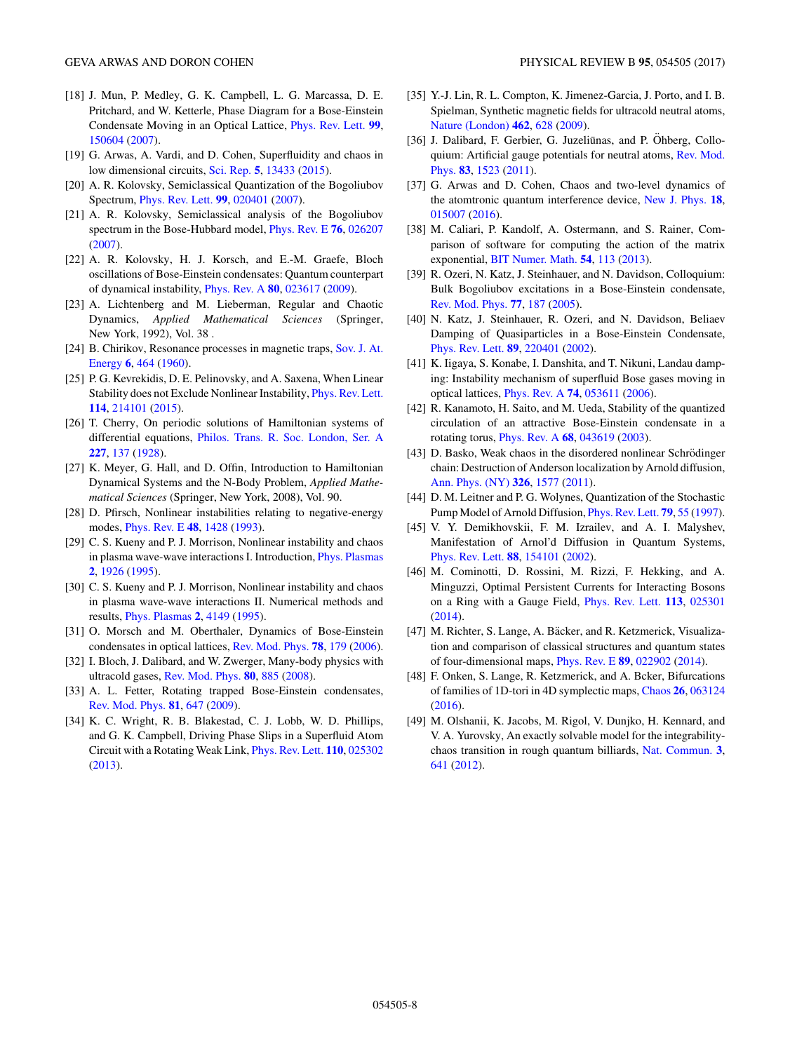[18] J. Mun, P. Medley, G. K. Campbell, L. G. Marcassa, D. E. Pritchard, and W. Ketterle, Phase Diagram for a Bose-Einstein Condensate Moving in an Optical Lattice, Phys. Rev. Lett. **99**, 150604 (2007).

[19] G. Arwas, A. Vardi, and D. Cohen, Superfluidity and chaos in low dimensional circuits, Sci. Rep. **5**, 13433 (2015).

[20] A. R. Kolovsky, Semiclassical Quantization of the Bogoliubov Spectrum, Phys. Rev. Lett. **99**, 020401 (2007).

[21] A. R. Kolovsky, Semiclassical analysis of the Bogoliubov spectrum in the Bose-Hubbard model, Phys. Rev. E **76**, 026207 (2007).

[22] A. R. Kolovsky, H. J. Korsch, and E.-M. Graefe, Bloch oscillations of Bose-Einstein condensates: Quantum counterpart of dynamical instability, Phys. Rev. A **80**, 023617 (2009).

[23] A. Lichtenberg and M. Lieberman, Regular and Chaotic Dynamics, *Applied Mathematical Sciences* (Springer, New York, 1992), Vol. 38 .

[24] B. Chirikov, Resonance processes in magnetic traps, Sov. J. At. Energy **6**, 464 (1960).

[25] P. G. Kevrekidis, D. E. Pelinovsky, and A. Saxena, When Linear Stability does not Exclude Nonlinear Instability, Phys. Rev. Lett. **114**, 214101 (2015).

[26] T. Cherry, On periodic solutions of Hamiltonian systems of differential equations, Philos. Trans. R. Soc. London, Ser. A **227**, 137 (1928).

[27] K. Meyer, G. Hall, and D. Offin, Introduction to Hamiltonian Dynamical Systems and the N-Body Problem, *Applied Mathematical Sciences* (Springer, New York, 2008), Vol. 90.

[28] D. Pfirsch, Nonlinear instabilities relating to negative-energy modes, Phys. Rev. E **48**, 1428 (1993).

[29] C. S. Kueny and P. J. Morrison, Nonlinear instability and chaos in plasma wave-wave interactions I. Introduction, Phys. Plasmas **2**, 1926 (1995).

[30] C. S. Kueny and P. J. Morrison, Nonlinear instability and chaos in plasma wave-wave interactions II. Numerical methods and results, Phys. Plasmas **2**, 4149 (1995).

[31] O. Morsch and M. Oberthaler, Dynamics of Bose-Einstein condensates in optical lattices, Rev. Mod. Phys. **78**, 179 (2006).

[32] I. Bloch, J. Dalibard, and W. Zwerger, Many-body physics with ultracold gases, Rev. Mod. Phys. **80**, 885 (2008).

[33] A. L. Fetter, Rotating trapped Bose-Einstein condensates, Rev. Mod. Phys. **81**, 647 (2009).

[34] K. C. Wright, R. B. Blakestad, C. J. Lobb, W. D. Phillips, and G. K. Campbell, Driving Phase Slips in a Superfluid Atom Circuit with a Rotating Weak Link, Phys. Rev. Lett. **110**, 025302 (2013).

[35] Y.-J. Lin, R. L. Compton, K. Jimenez-Garcia, J. Porto, and I. B. Spielman, Synthetic magnetic fields for ultracold neutral atoms, Nature (London) **462**, 628 (2009).

[36] J. Dalibard, F. Gerbier, G. Juzeliūnas, and P. Öhberg, Colloquium: Artificial gauge potentials for neutral atoms, Rev. Mod. Phys. **83**, 1523 (2011).

[37] G. Arwas and D. Cohen, Chaos and two-level dynamics of the atomtronic quantum interference device, New J. Phys. **18**, 015007 (2016).

[38] M. Caliari, P. Kandolf, A. Ostermann, and S. Rainer, Comparison of software for computing the action of the matrix exponential, BIT Numer. Math. **54**, 113 (2013).

[39] R. Ozeri, N. Katz, J. Steinhauer, and N. Davidson, Colloquium: Bulk Bogoliubov excitations in a Bose-Einstein condensate, Rev. Mod. Phys. **77**, 187 (2005).

[40] N. Katz, J. Steinhauer, R. Ozeri, and N. Davidson, Beliaev Damping of Quasiparticles in a Bose-Einstein Condensate, Phys. Rev. Lett. **89**, 220401 (2002).

[41] K. Iigaya, S. Konabe, I. Danshita, and T. Nikuni, Landau damping: Instability mechanism of superfluid Bose gases moving in optical lattices, Phys. Rev. A **74**, 053611 (2006).

[42] R. Kanamoto, H. Saito, and M. Ueda, Stability of the quantized circulation of an attractive Bose-Einstein condensate in a rotating torus, Phys. Rev. A **68**, 043619 (2003).

[43] D. Basko, Weak chaos in the disordered nonlinear Schrödinger chain: Destruction of Anderson localization by Arnold diffusion, Ann. Phys. (NY) **326**, 1577 (2011).

[44] D. M. Leitner and P. G. Wolynes, Quantization of the Stochastic Pump Model of Arnold Diffusion, Phys. Rev. Lett. **79**, 55 (1997).

[45] V. Y. Demikhovskii, F. M. Izrailev, and A. I. Malyshev, Manifestation of Arnol'd Diffusion in Quantum Systems, Phys. Rev. Lett. **88**, 154101 (2002).

[46] M. Cominotti, D. Rossini, M. Rizzi, F. Hekking, and A. Minguzzi, Optimal Persistent Currents for Interacting Bosons on a Ring with a Gauge Field, Phys. Rev. Lett. **113**, 025301 (2014).

[47] M. Richter, S. Lange, A. Bäcker, and R. Ketzmerick, Visualization and comparison of classical structures and quantum states of four-dimensional maps, Phys. Rev. E **89**, 022902 (2014).

[48] F. Onken, S. Lange, R. Ketzmerick, and A. Bcker, Bifurcations of families of 1D-tori in 4D symplectic maps, Chaos **26**, 063124 (2016).

[49] M. Olshanii, K. Jacobs, M. Rigol, V. Dunjko, H. Kennard, and V. A. Yurovsky, An exactly solvable model for the integrability-chaos transition in rough quantum billiards, Nat. Commun. **3**, 641 (2012).